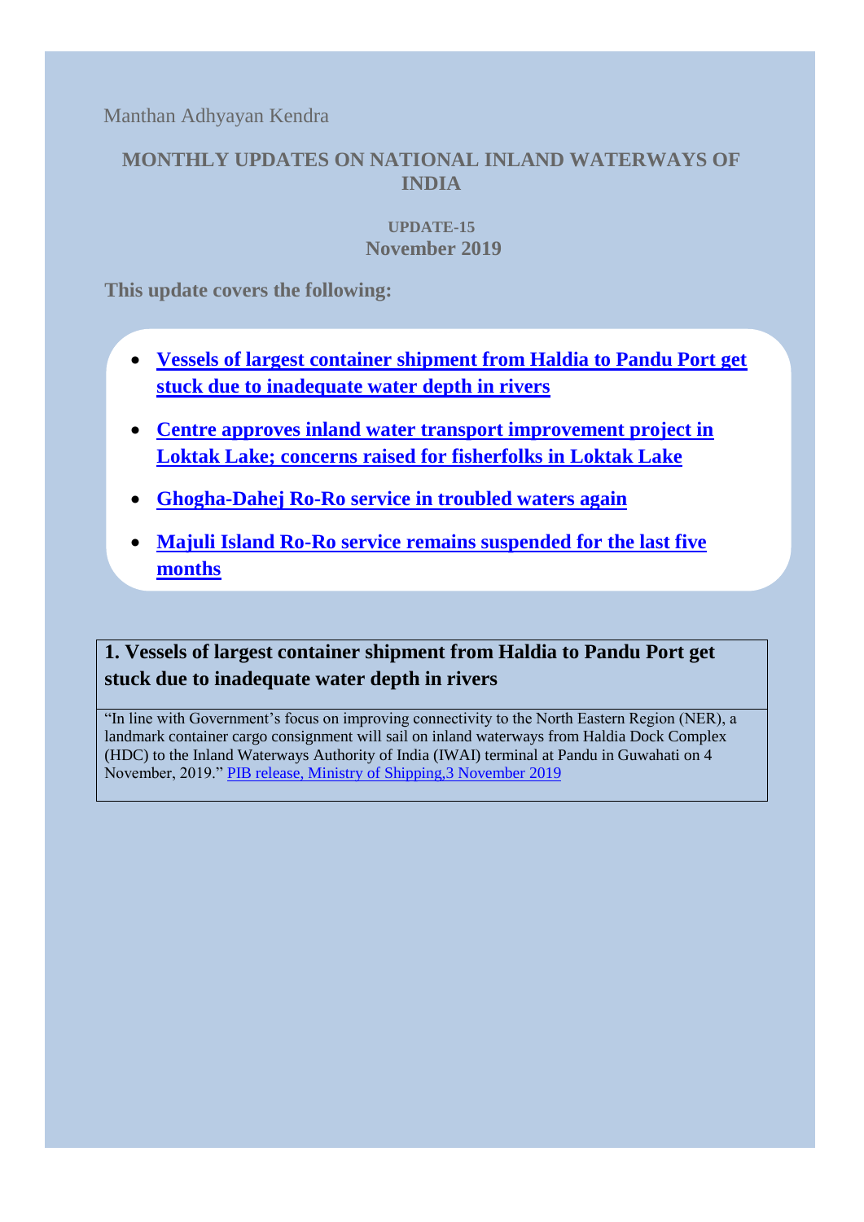Manthan Adhyayan Kendra

# MONTHLY UPDATES ON NATIONAL INLAND WATERWAYS OF INDIA

**UPDATE-15**
**November 2019**

**This update covers the following:**

- **Vessels of largest container shipment from Haldia to Pandu Port get stuck due to inadequate water depth in rivers**
- **Centre approves inland water transport improvement project in Loktak Lake; concerns raised for fisherfolks in Loktak Lake**
- **Ghogha-Dahej Ro-Ro service in troubled waters again**
- **Majuli Island Ro-Ro service remains suspended for the last five months**

## 1. Vessels of largest container shipment from Haldia to Pandu Port get stuck due to inadequate water depth in rivers

"In line with Government's focus on improving connectivity to the North Eastern Region (NER), a landmark container cargo consignment will sail on inland waterways from Haldia Dock Complex (HDC) to the Inland Waterways Authority of India (IWAI) terminal at Pandu in Guwahati on 4 November, 2019." PIB release, Ministry of Shipping,3 November 2019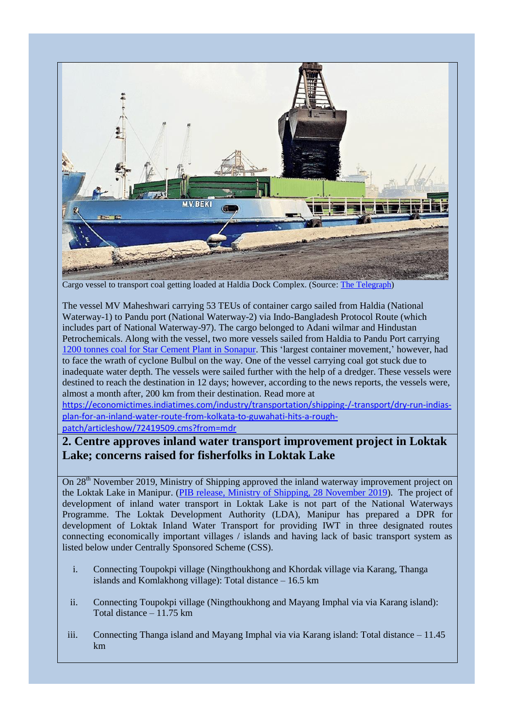Cargo vessel to transport coal getting loaded at Haldia Dock Complex. (Source: The Telegraph)

The vessel MV Maheshwari carrying 53 TEUs of container cargo sailed from Haldia (National Waterway-1) to Pandu port (National Waterway-2) via Indo-Bangladesh Protocol Route (which includes part of National Waterway-97). The cargo belonged to Adani wilmar and Hindustan Petrochemicals. Along with the vessel, two more vessels sailed from Haldia to Pandu Port carrying 1200 tonnes coal for Star Cement Plant in Sonapur. This 'largest container movement,' however, had to face the wrath of cyclone Bulbul on the way. One of the vessel carrying coal got stuck due to inadequate water depth. The vessels were sailed further with the help of a dredger. These vessels were destined to reach the destination in 12 days; however, according to the news reports, the vessels were, almost a month after, 200 km from their destination. Read more at https://economictimes.indiatimes.com/industry/transportation/shipping-/-transport/dry-run-indias-plan-for-an-inland-water-route-from-kolkata-to-guwahati-hits-a-rough-patch/articleshow/72419509.cms?from=mdr

## 2. Centre approves inland water transport improvement project in Loktak Lake; concerns raised for fisherfolks in Loktak Lake

On 28th November 2019, Ministry of Shipping approved the inland waterway improvement project on the Loktak Lake in Manipur. (PIB release, Ministry of Shipping, 28 November 2019). The project of development of inland water transport in Loktak Lake is not part of the National Waterways Programme. The Loktak Development Authority (LDA), Manipur has prepared a DPR for development of Loktak Inland Water Transport for providing IWT in three designated routes connecting economically important villages / islands and having lack of basic transport system as listed below under Centrally Sponsored Scheme (CSS).

i. Connecting Toupokpi village (Ningthoukhong and Khordak village via Karang, Thanga islands and Komlakhong village): Total distance – 16.5 km

ii. Connecting Toupokpi village (Ningthoukhong and Mayang Imphal via via Karang island): Total distance – 11.75 km

iii. Connecting Thanga island and Mayang Imphal via via Karang island: Total distance – 11.45 km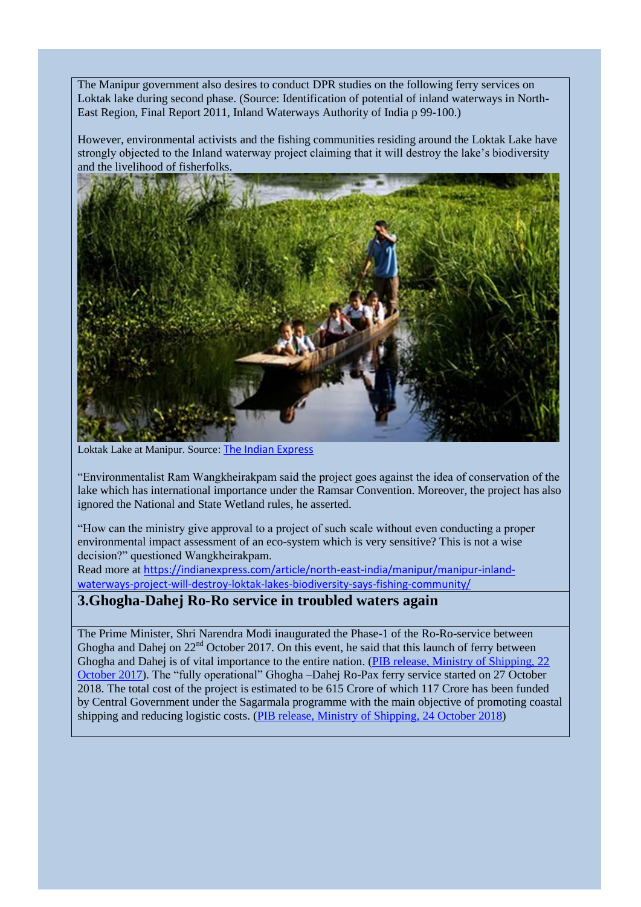The Manipur government also desires to conduct DPR studies on the following ferry services on Loktak lake during second phase. (Source: Identification of potential of inland waterways in North-East Region, Final Report 2011, Inland Waterways Authority of India p 99-100.)

However, environmental activists and the fishing communities residing around the Loktak Lake have strongly objected to the Inland waterway project claiming that it will destroy the lake's biodiversity and the livelihood of fisherfolks.

Loktak Lake at Manipur. Source: The Indian Express

"Environmentalist Ram Wangkheirakpam said the project goes against the idea of conservation of the lake which has international importance under the Ramsar Convention. Moreover, the project has also ignored the National and State Wetland rules, he asserted.

"How can the ministry give approval to a project of such scale without even conducting a proper environmental impact assessment of an eco-system which is very sensitive? This is not a wise decision?" questioned Wangkheirakpam.

Read more at https://indianexpress.com/article/north-east-india/manipur/manipur-inland-waterways-project-will-destroy-loktak-lakes-biodiversity-says-fishing-community/

## 3.Ghogha-Dahej Ro-Ro service in troubled waters again

The Prime Minister, Shri Narendra Modi inaugurated the Phase-1 of the Ro-Ro-service between Ghogha and Dahej on 22nd October 2017. On this event, he said that this launch of ferry between Ghogha and Dahej is of vital importance to the entire nation. (PIB release, Ministry of Shipping, 22 October 2017). The "fully operational" Ghogha –Dahej Ro-Pax ferry service started on 27 October 2018. The total cost of the project is estimated to be 615 Crore of which 117 Crore has been funded by Central Government under the Sagarmala programme with the main objective of promoting coastal shipping and reducing logistic costs. (PIB release, Ministry of Shipping, 24 October 2018)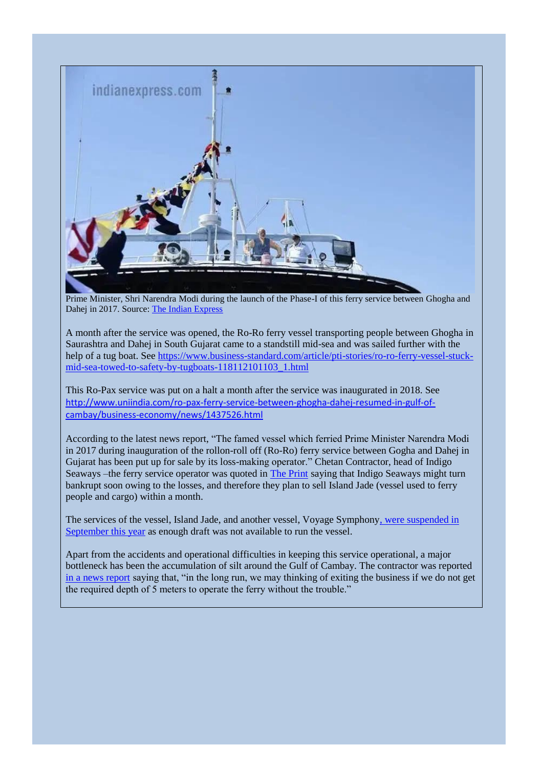Prime Minister, Shri Narendra Modi during the launch of the Phase-I of this ferry service between Ghogha and Dahej in 2017. Source: [The Indian Express]

A month after the service was opened, the Ro-Ro ferry vessel transporting people between Ghogha in Saurashtra and Dahej in South Gujarat came to a standstill mid-sea and was sailed further with the help of a tug boat. See https://www.business-standard.com/article/pti-stories/ro-ro-ferry-vessel-stuck-mid-sea-towed-to-safety-by-tugboats-118112101103_1.html

This Ro-Pax service was put on a halt a month after the service was inaugurated in 2018. See http://www.uniindia.com/ro-pax-ferry-service-between-ghogha-dahej-resumed-in-gulf-of-cambay/business-economy/news/1437526.html

According to the latest news report, "The famed vessel which ferried Prime Minister Narendra Modi in 2017 during inauguration of the rollon-roll off (Ro-Ro) ferry service between Gogha and Dahej in Gujarat has been put up for sale by its loss-making operator." Chetan Contractor, head of Indigo Seaways –the ferry service operator was quoted in The Print saying that Indigo Seaways might turn bankrupt soon owing to the losses, and therefore they plan to sell Island Jade (vessel used to ferry people and cargo) within a month.

The services of the vessel, Island Jade, and another vessel, Voyage Symphony, were suspended in September this year as enough draft was not available to run the vessel.

Apart from the accidents and operational difficulties in keeping this service operational, a major bottleneck has been the accumulation of silt around the Gulf of Cambay. The contractor was reported in a news report saying that, "in the long run, we may thinking of exiting the business if we do not get the required depth of 5 meters to operate the ferry without the trouble."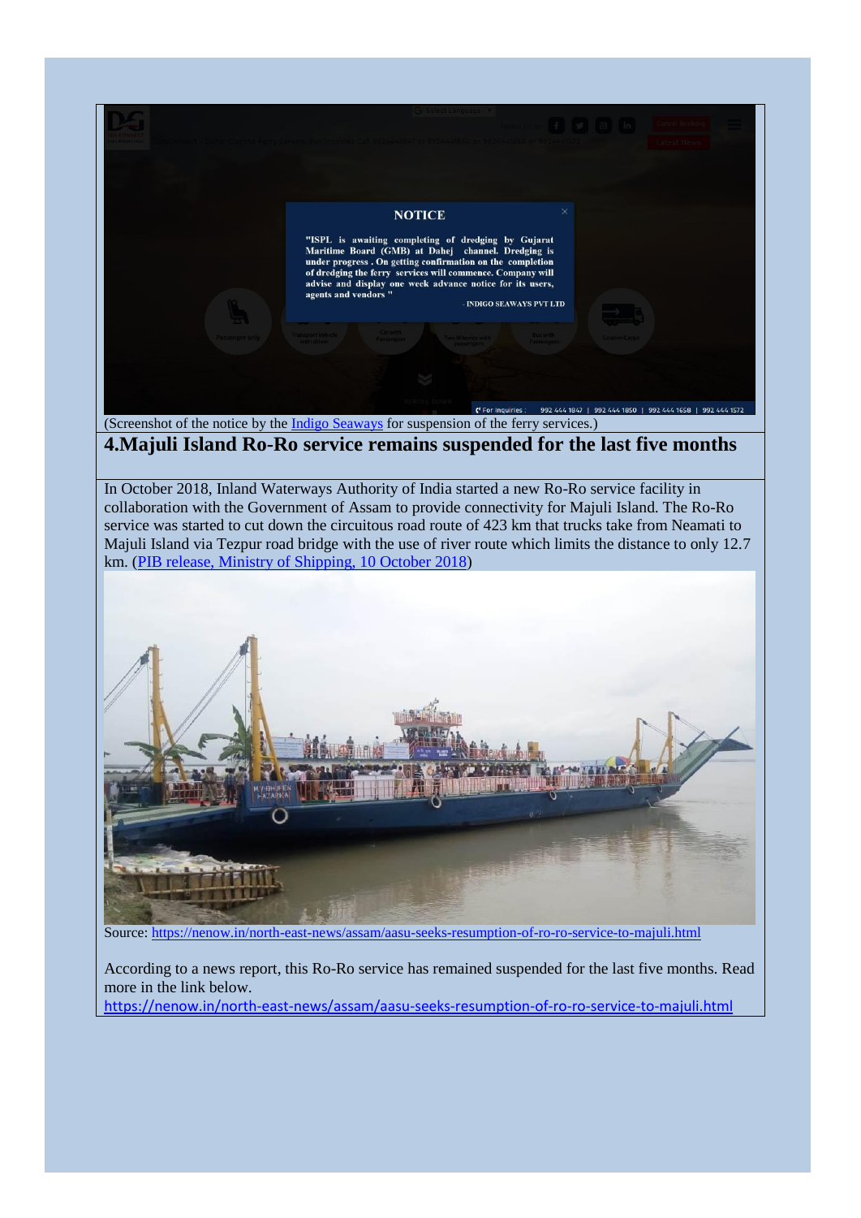(Screenshot of the notice by the Indigo Seaways for suspension of the ferry services.)

## 4.Majuli Island Ro-Ro service remains suspended for the last five months

In October 2018, Inland Waterways Authority of India started a new Ro-Ro service facility in collaboration with the Government of Assam to provide connectivity for Majuli Island. The Ro-Ro service was started to cut down the circuitous road route of 423 km that trucks take from Neamati to Majuli Island via Tezpur road bridge with the use of river route which limits the distance to only 12.7 km. (PIB release, Ministry of Shipping, 10 October 2018)

Source: https://nenow.in/north-east-news/assam/aasu-seeks-resumption-of-ro-ro-service-to-majuli.html

According to a news report, this Ro-Ro service has remained suspended for the last five months. Read more in the link below.
https://nenow.in/north-east-news/assam/aasu-seeks-resumption-of-ro-ro-service-to-majuli.html